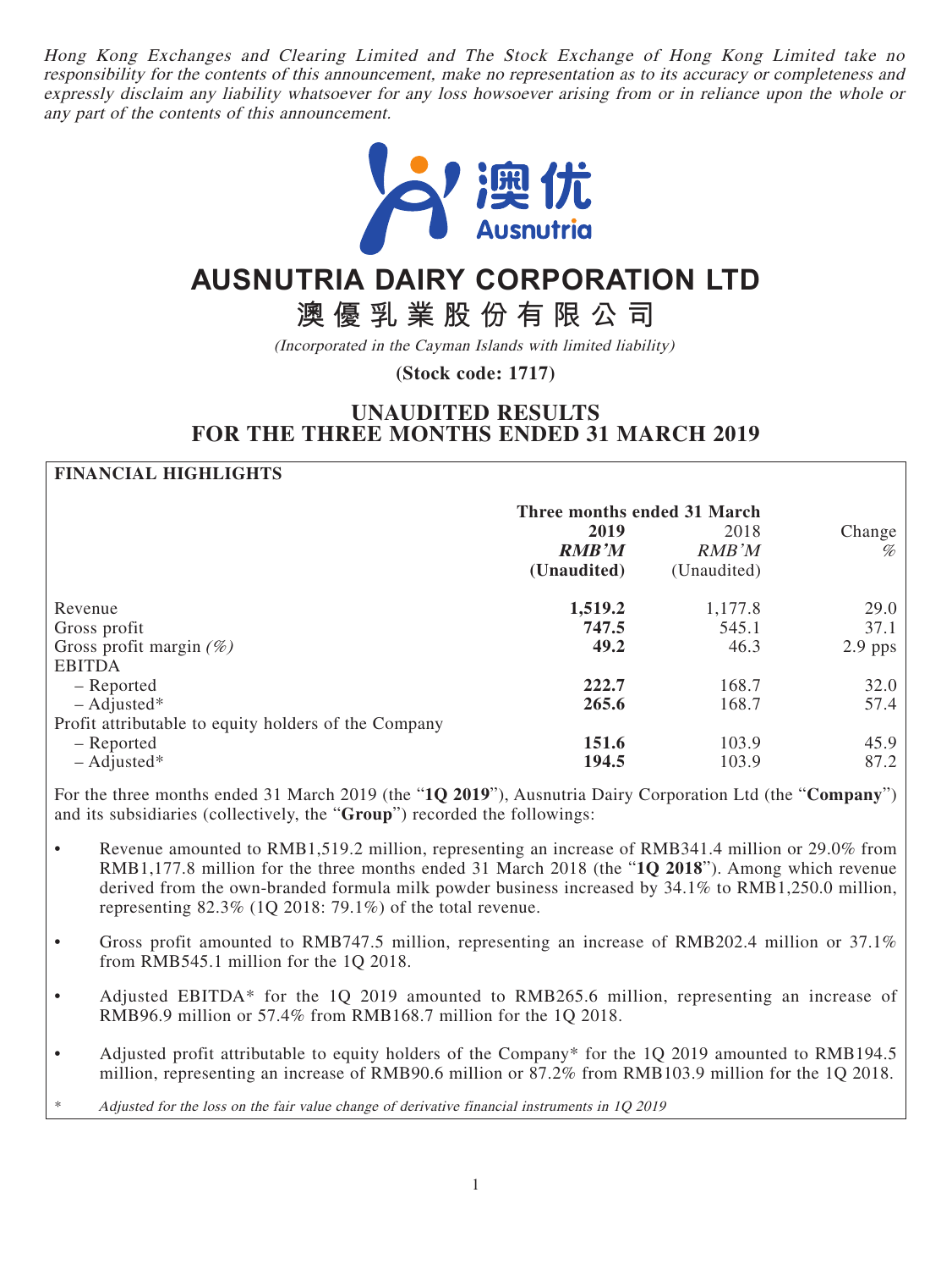*Hong Kong Exchanges and Clearing Limited and The Stock Exchange of Hong Kong Limited take no responsibility for the contents of this announcement, make no representation as to its accuracy or completeness and expressly disclaim any liability whatsoever for any loss howsoever arising from or in reliance upon the whole or any part of the contents of this announcement.*

澳优 Ausnutria

# AUSNUTRIA DAIRY CORPORATION LTD

# 澳優乳業股份有限公司

*(Incorporated in the Cayman Islands with limited liability)*

**(Stock code: 1717)**

## UNAUDITED RESULTS FOR THE THREE MONTHS ENDED 31 MARCH 2019

**FINANCIAL HIGHLIGHTS**

| | Three months ended 31 March | | |
|---|---|---|---|
| | **2019** | 2018 | Change |
| | ***RMB'M*** | *RMB'M* | *%* |
| | **(Unaudited)** | (Unaudited) | |
| Revenue | **1,519.2** | 1,177.8 | 29.0 |
| Gross profit | **747.5** | 545.1 | 37.1 |
| Gross profit margin *(%)* | **49.2** | 46.3 | 2.9 pps |
| EBITDA | | | |
| – Reported | **222.7** | 168.7 | 32.0 |
| – Adjusted* | **265.6** | 168.7 | 57.4 |
| Profit attributable to equity holders of the Company | | | |
| – Reported | **151.6** | 103.9 | 45.9 |
| – Adjusted* | **194.5** | 103.9 | 87.2 |

For the three months ended 31 March 2019 (the "**1Q 2019**"), Ausnutria Dairy Corporation Ltd (the "**Company**") and its subsidiaries (collectively, the "**Group**") recorded the followings:

- Revenue amounted to RMB1,519.2 million, representing an increase of RMB341.4 million or 29.0% from RMB1,177.8 million for the three months ended 31 March 2018 (the "**1Q 2018**"). Among which revenue derived from the own-branded formula milk powder business increased by 34.1% to RMB1,250.0 million, representing 82.3% (1Q 2018: 79.1%) of the total revenue.
- Gross profit amounted to RMB747.5 million, representing an increase of RMB202.4 million or 37.1% from RMB545.1 million for the 1Q 2018.
- Adjusted EBITDA* for the 1Q 2019 amounted to RMB265.6 million, representing an increase of RMB96.9 million or 57.4% from RMB168.7 million for the 1Q 2018.
- Adjusted profit attributable to equity holders of the Company* for the 1Q 2019 amounted to RMB194.5 million, representing an increase of RMB90.6 million or 87.2% from RMB103.9 million for the 1Q 2018.

\* *Adjusted for the loss on the fair value change of derivative financial instruments in 1Q 2019*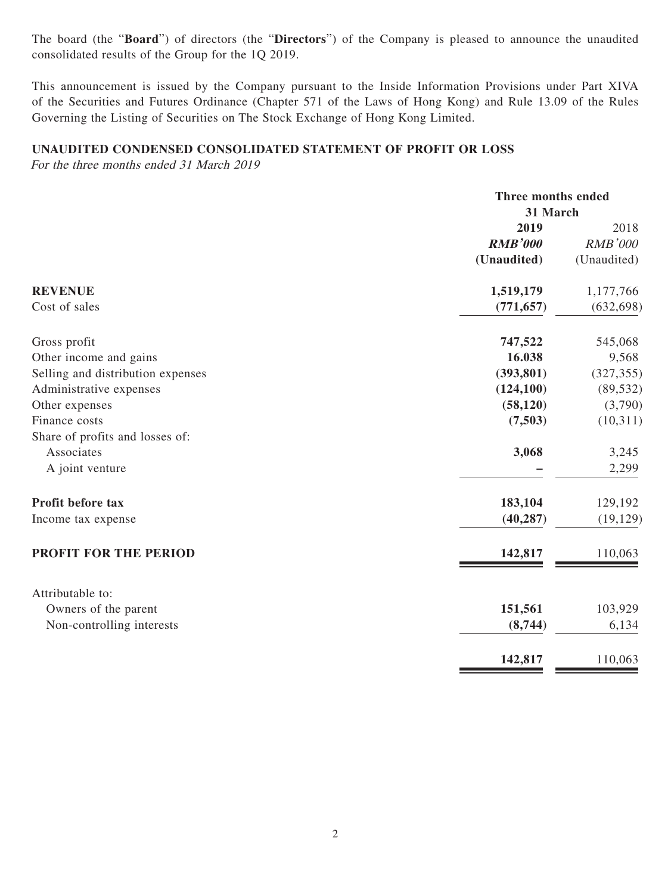The board (the "**Board**") of directors (the "**Directors**") of the Company is pleased to announce the unaudited consolidated results of the Group for the 1Q 2019.

This announcement is issued by the Company pursuant to the Inside Information Provisions under Part XIVA of the Securities and Futures Ordinance (Chapter 571 of the Laws of Hong Kong) and Rule 13.09 of the Rules Governing the Listing of Securities on The Stock Exchange of Hong Kong Limited.

## UNAUDITED CONDENSED CONSOLIDATED STATEMENT OF PROFIT OR LOSS

*For the three months ended 31 March 2019*

| | Three months ended 31 March | |
|---|---|---|
| | **2019** | 2018 |
| | ***RMB'000*** | *RMB'000* |
| | **(Unaudited)** | (Unaudited) |
| **REVENUE** | **1,519,179** | 1,177,766 |
| Cost of sales | **(771,657)** | (632,698) |
| Gross profit | **747,522** | 545,068 |
| Other income and gains | **16.038** | 9,568 |
| Selling and distribution expenses | **(393,801)** | (327,355) |
| Administrative expenses | **(124,100)** | (89,532) |
| Other expenses | **(58,120)** | (3,790) |
| Finance costs | **(7,503)** | (10,311) |
| Share of profits and losses of: | | |
| Associates | **3,068** | 3,245 |
| A joint venture | **–** | 2,299 |
| **Profit before tax** | **183,104** | 129,192 |
| Income tax expense | **(40,287)** | (19,129) |
| **PROFIT FOR THE PERIOD** | **142,817** | 110,063 |
| Attributable to: | | |
| Owners of the parent | **151,561** | 103,929 |
| Non-controlling interests | **(8,744)** | 6,134 |
| | **142,817** | 110,063 |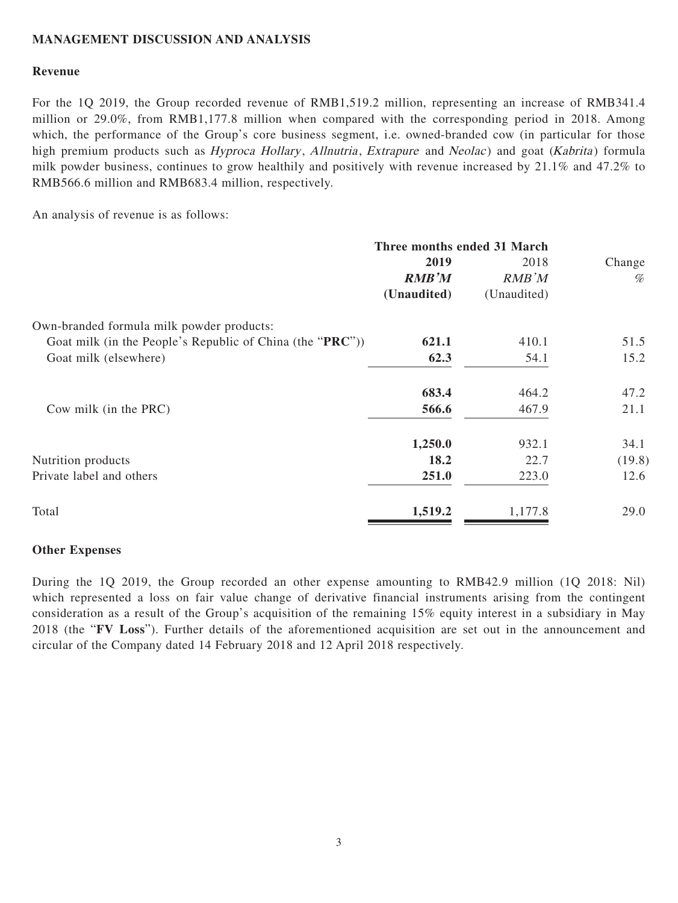## MANAGEMENT DISCUSSION AND ANALYSIS

### Revenue

For the 1Q 2019, the Group recorded revenue of RMB1,519.2 million, representing an increase of RMB341.4 million or 29.0%, from RMB1,177.8 million when compared with the corresponding period in 2018. Among which, the performance of the Group's core business segment, i.e. owned-branded cow (in particular for those high premium products such as *Hyproca Hollary*, *Allnutria*, *Extrapure* and *Neolac*) and goat (*Kabrita*) formula milk powder business, continues to grow healthily and positively with revenue increased by 21.1% and 47.2% to RMB566.6 million and RMB683.4 million, respectively.

An analysis of revenue is as follows:

| | Three months ended 31 March | | |
|---|---|---|---|
| | **2019** | 2018 | Change |
| | ***RMB'M*** | *RMB'M* | *%* |
| | **(Unaudited)** | (Unaudited) | |
| Own-branded formula milk powder products: | | | |
| Goat milk (in the People's Republic of China (the "**PRC**")) | **621.1** | 410.1 | 51.5 |
| Goat milk (elsewhere) | **62.3** | 54.1 | 15.2 |
| | **683.4** | 464.2 | 47.2 |
| Cow milk (in the PRC) | **566.6** | 467.9 | 21.1 |
| | **1,250.0** | 932.1 | 34.1 |
| Nutrition products | **18.2** | 22.7 | (19.8) |
| Private label and others | **251.0** | 223.0 | 12.6 |
| Total | **1,519.2** | 1,177.8 | 29.0 |

### Other Expenses

During the 1Q 2019, the Group recorded an other expense amounting to RMB42.9 million (1Q 2018: Nil) which represented a loss on fair value change of derivative financial instruments arising from the contingent consideration as a result of the Group's acquisition of the remaining 15% equity interest in a subsidiary in May 2018 (the "**FV Loss**"). Further details of the aforementioned acquisition are set out in the announcement and circular of the Company dated 14 February 2018 and 12 April 2018 respectively.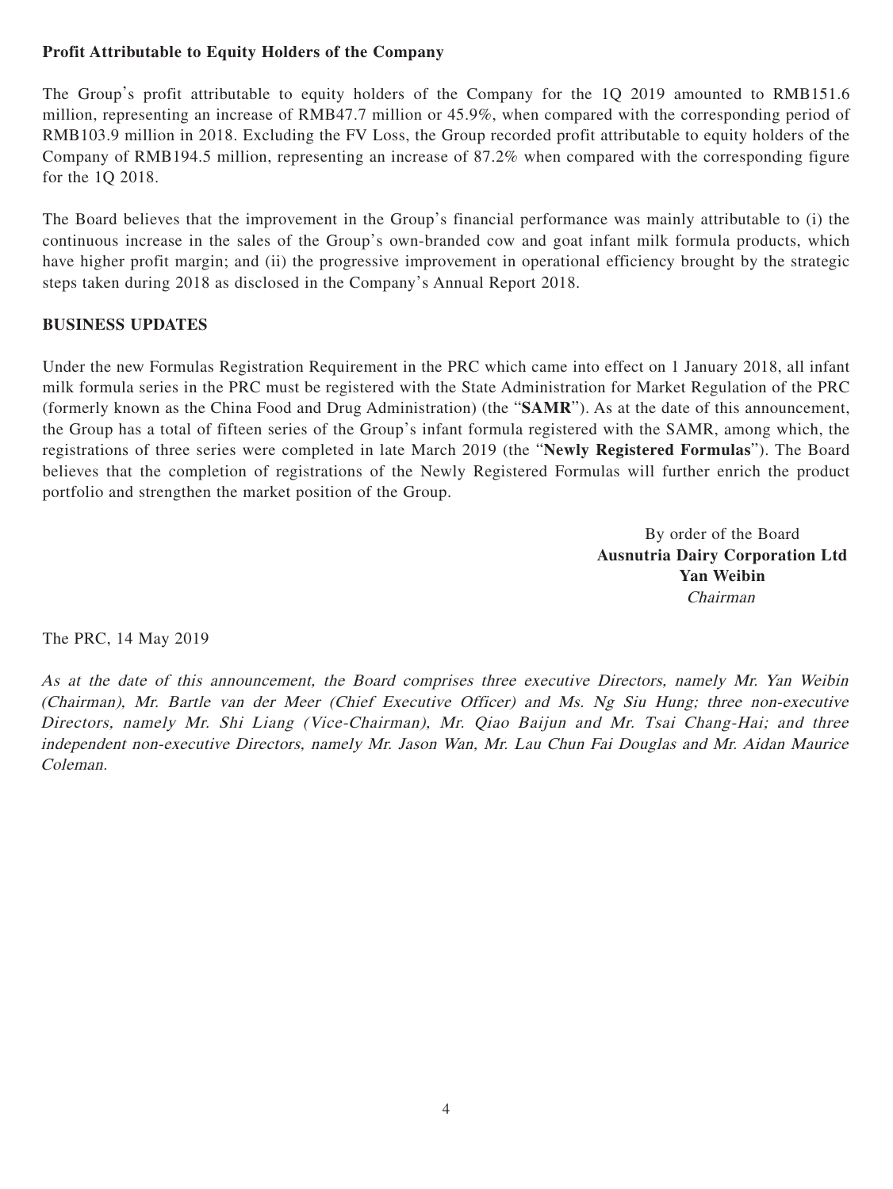**Profit Attributable to Equity Holders of the Company**

The Group's profit attributable to equity holders of the Company for the 1Q 2019 amounted to RMB151.6 million, representing an increase of RMB47.7 million or 45.9%, when compared with the corresponding period of RMB103.9 million in 2018. Excluding the FV Loss, the Group recorded profit attributable to equity holders of the Company of RMB194.5 million, representing an increase of 87.2% when compared with the corresponding figure for the 1Q 2018.

The Board believes that the improvement in the Group's financial performance was mainly attributable to (i) the continuous increase in the sales of the Group's own-branded cow and goat infant milk formula products, which have higher profit margin; and (ii) the progressive improvement in operational efficiency brought by the strategic steps taken during 2018 as disclosed in the Company's Annual Report 2018.

**BUSINESS UPDATES**

Under the new Formulas Registration Requirement in the PRC which came into effect on 1 January 2018, all infant milk formula series in the PRC must be registered with the State Administration for Market Regulation of the PRC (formerly known as the China Food and Drug Administration) (the "**SAMR**"). As at the date of this announcement, the Group has a total of fifteen series of the Group's infant formula registered with the SAMR, among which, the registrations of three series were completed in late March 2019 (the "**Newly Registered Formulas**"). The Board believes that the completion of registrations of the Newly Registered Formulas will further enrich the product portfolio and strengthen the market position of the Group.

By order of the Board
**Ausnutria Dairy Corporation Ltd**
**Yan Weibin**
*Chairman*

The PRC, 14 May 2019

*As at the date of this announcement, the Board comprises three executive Directors, namely Mr. Yan Weibin (Chairman), Mr. Bartle van der Meer (Chief Executive Officer) and Ms. Ng Siu Hung; three non-executive Directors, namely Mr. Shi Liang (Vice-Chairman), Mr. Qiao Baijun and Mr. Tsai Chang-Hai; and three independent non-executive Directors, namely Mr. Jason Wan, Mr. Lau Chun Fai Douglas and Mr. Aidan Maurice Coleman.*